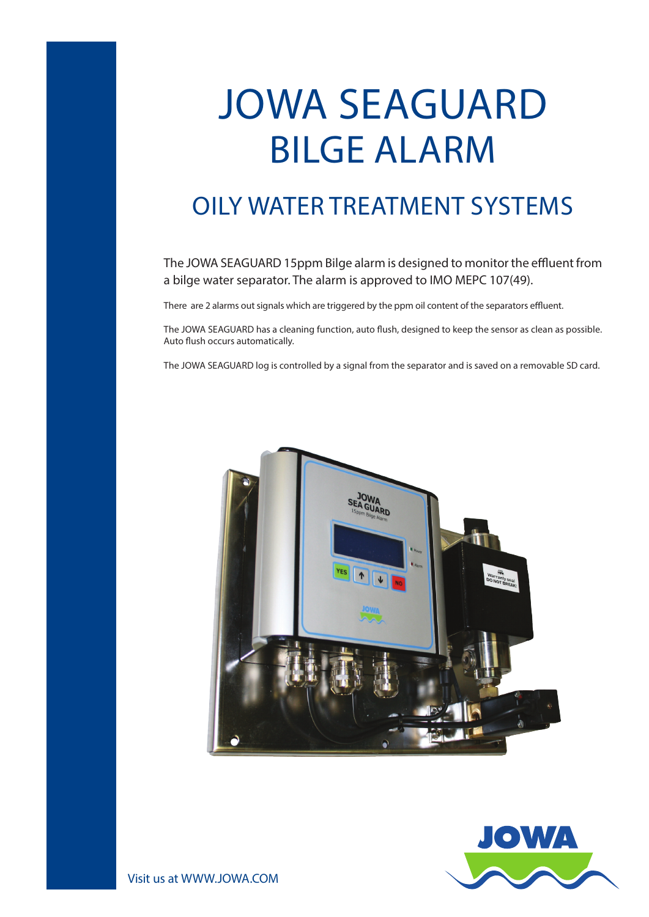# JOWA SEAGUARD BILGE ALARM

## OILY WATER TREATMENT SYSTEMS

The JOWA SEAGUARD 15ppm Bilge alarm is designed to monitor the effluent from a bilge water separator. The alarm is approved to IMO MEPC 107(49).

There are 2 alarms out signals which are triggered by the ppm oil content of the separators effluent.

The JOWA SEAGUARD has a cleaning function, auto flush, designed to keep the sensor as clean as possible. Auto flush occurs automatically.

The JOWA SEAGUARD log is controlled by a signal from the separator and is saved on a removable SD card.

Visit us at WWW.JOWA.COM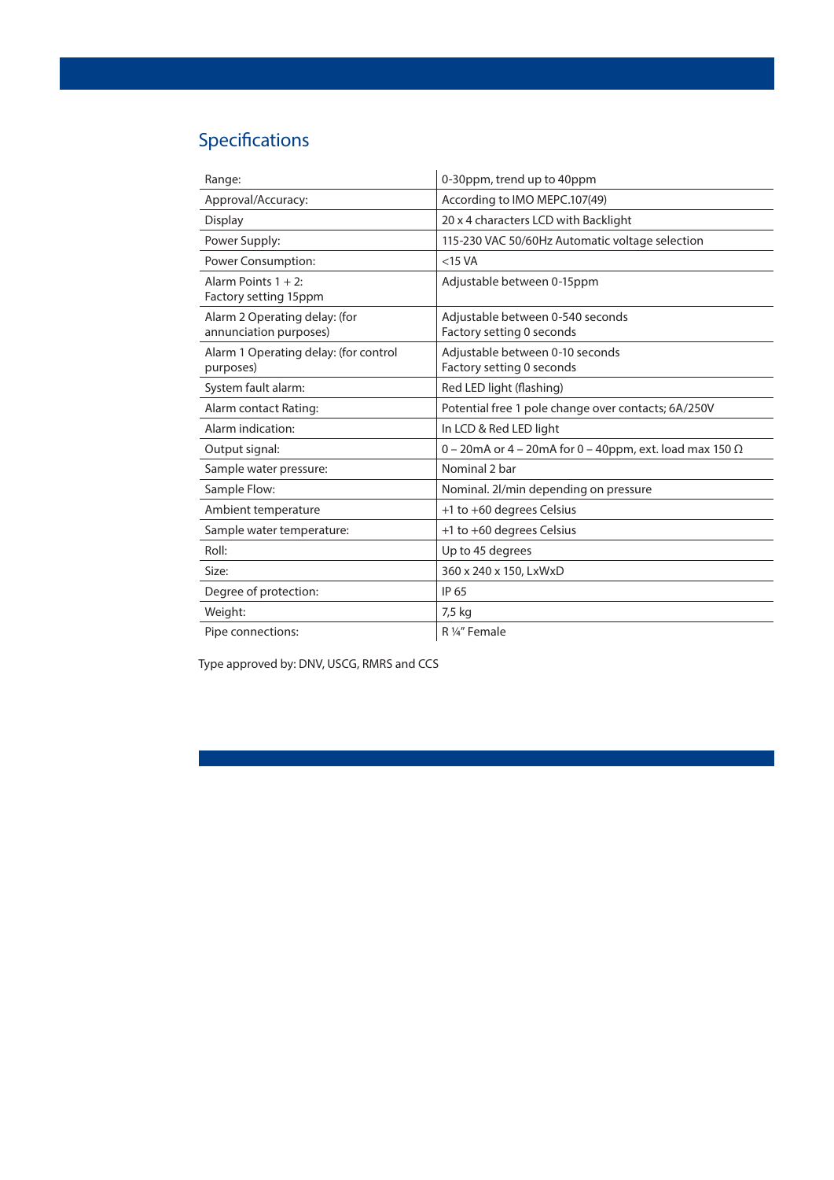## Specifications

| | |
|---|---|
| Range: | 0-30ppm, trend up to 40ppm |
| Approval/Accuracy: | According to IMO MEPC.107(49) |
| Display | 20 x 4 characters LCD with Backlight |
| Power Supply: | 115-230 VAC 50/60Hz Automatic voltage selection |
| Power Consumption: | <15 VA |
| Alarm Points 1 + 2: Factory setting 15ppm | Adjustable between 0-15ppm |
| Alarm 2 Operating delay: (for annunciation purposes) | Adjustable between 0-540 seconds Factory setting 0 seconds |
| Alarm 1 Operating delay: (for control purposes) | Adjustable between 0-10 seconds Factory setting 0 seconds |
| System fault alarm: | Red LED light (flashing) |
| Alarm contact Rating: | Potential free 1 pole change over contacts; 6A/250V |
| Alarm indication: | In LCD & Red LED light |
| Output signal: | 0 – 20mA or 4 – 20mA for 0 – 40ppm, ext. load max 150 Ω |
| Sample water pressure: | Nominal 2 bar |
| Sample Flow: | Nominal. 2l/min depending on pressure |
| Ambient temperature | +1 to +60 degrees Celsius |
| Sample water temperature: | +1 to +60 degrees Celsius |
| Roll: | Up to 45 degrees |
| Size: | 360 x 240 x 150, LxWxD |
| Degree of protection: | IP 65 |
| Weight: | 7,5 kg |
| Pipe connections: | R ¼" Female |

Type approved by: DNV, USCG, RMRS and CCS